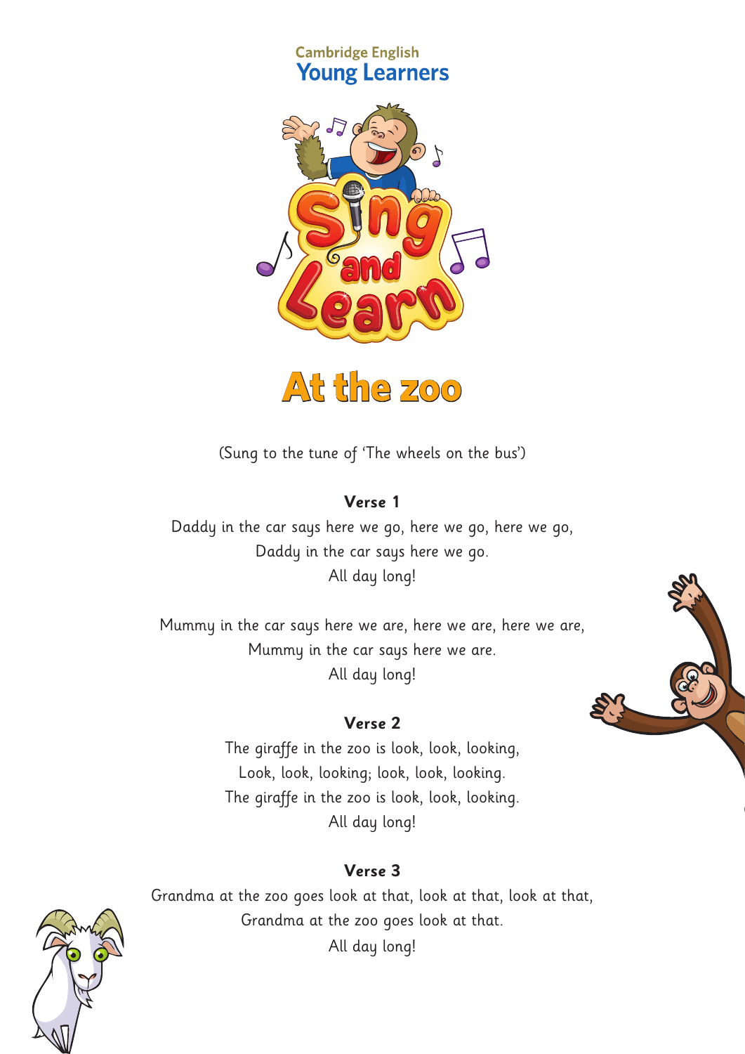Cambridge English
Young Learners

Sing and Learn

# At the zoo

(Sung to the tune of 'The wheels on the bus')

**Verse 1**

Daddy in the car says here we go, here we go, here we go,
Daddy in the car says here we go.
All day long!

Mummy in the car says here we are, here we are, here we are,
Mummy in the car says here we are.
All day long!

**Verse 2**

The giraffe in the zoo is look, look, looking,
Look, look, looking; look, look, looking.
The giraffe in the zoo is look, look, looking.
All day long!

**Verse 3**

Grandma at the zoo goes look at that, look at that, look at that,
Grandma at the zoo goes look at that.
All day long!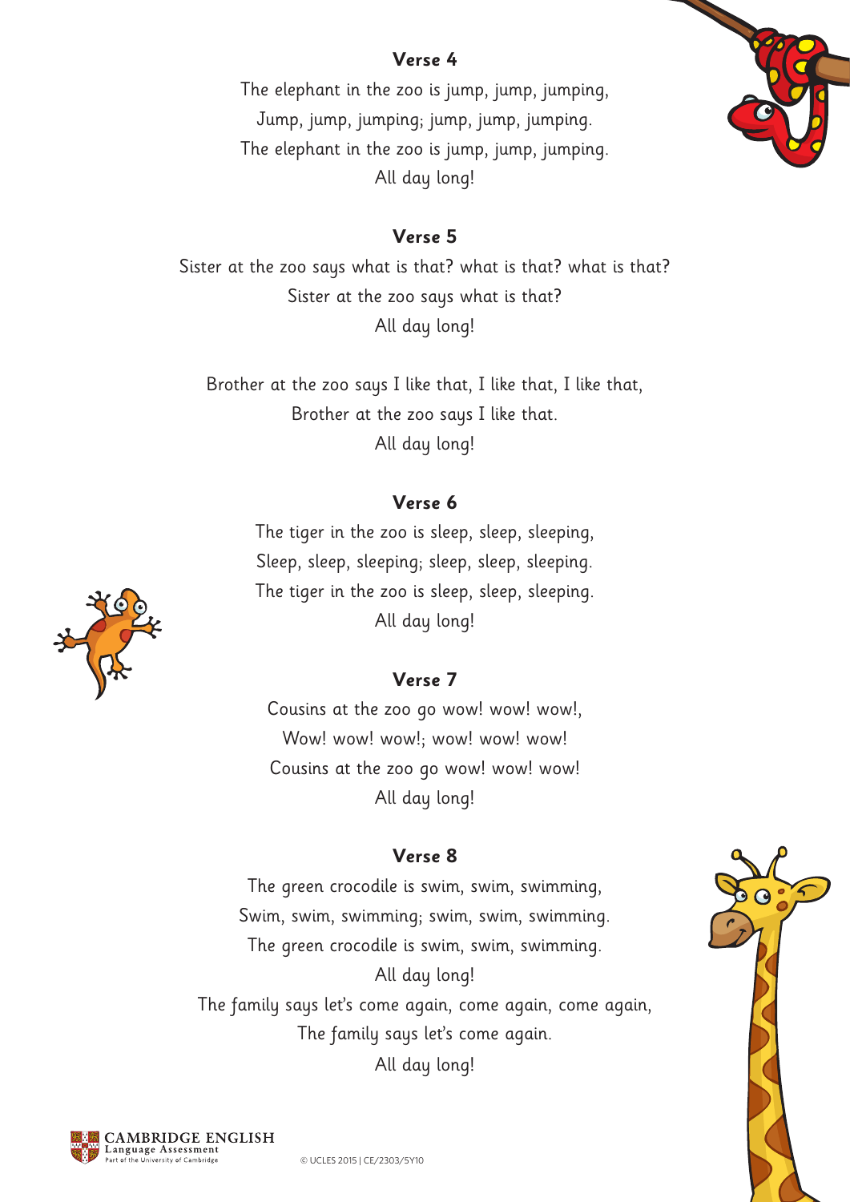### Verse 4

The elephant in the zoo is jump, jump, jumping,
Jump, jump, jumping; jump, jump, jumping.
The elephant in the zoo is jump, jump, jumping.
All day long!

### Verse 5

Sister at the zoo says what is that? what is that? what is that?
Sister at the zoo says what is that?
All day long!

Brother at the zoo says I like that, I like that, I like that,
Brother at the zoo says I like that.
All day long!

### Verse 6

The tiger in the zoo is sleep, sleep, sleeping,
Sleep, sleep, sleeping; sleep, sleep, sleeping.
The tiger in the zoo is sleep, sleep, sleeping.
All day long!

### Verse 7

Cousins at the zoo go wow! wow! wow!,
Wow! wow! wow!; wow! wow! wow!
Cousins at the zoo go wow! wow! wow!
All day long!

### Verse 8

The green crocodile is swim, swim, swimming,
Swim, swim, swimming; swim, swim, swimming.
The green crocodile is swim, swim, swimming.
All day long!
The family says let's come again, come again, come again,
The family says let's come again.
All day long!

CAMBRIDGE ENGLISH Language Assessment Part of the University of Cambridge

© UCLES 2015 | CE/2303/5Y10